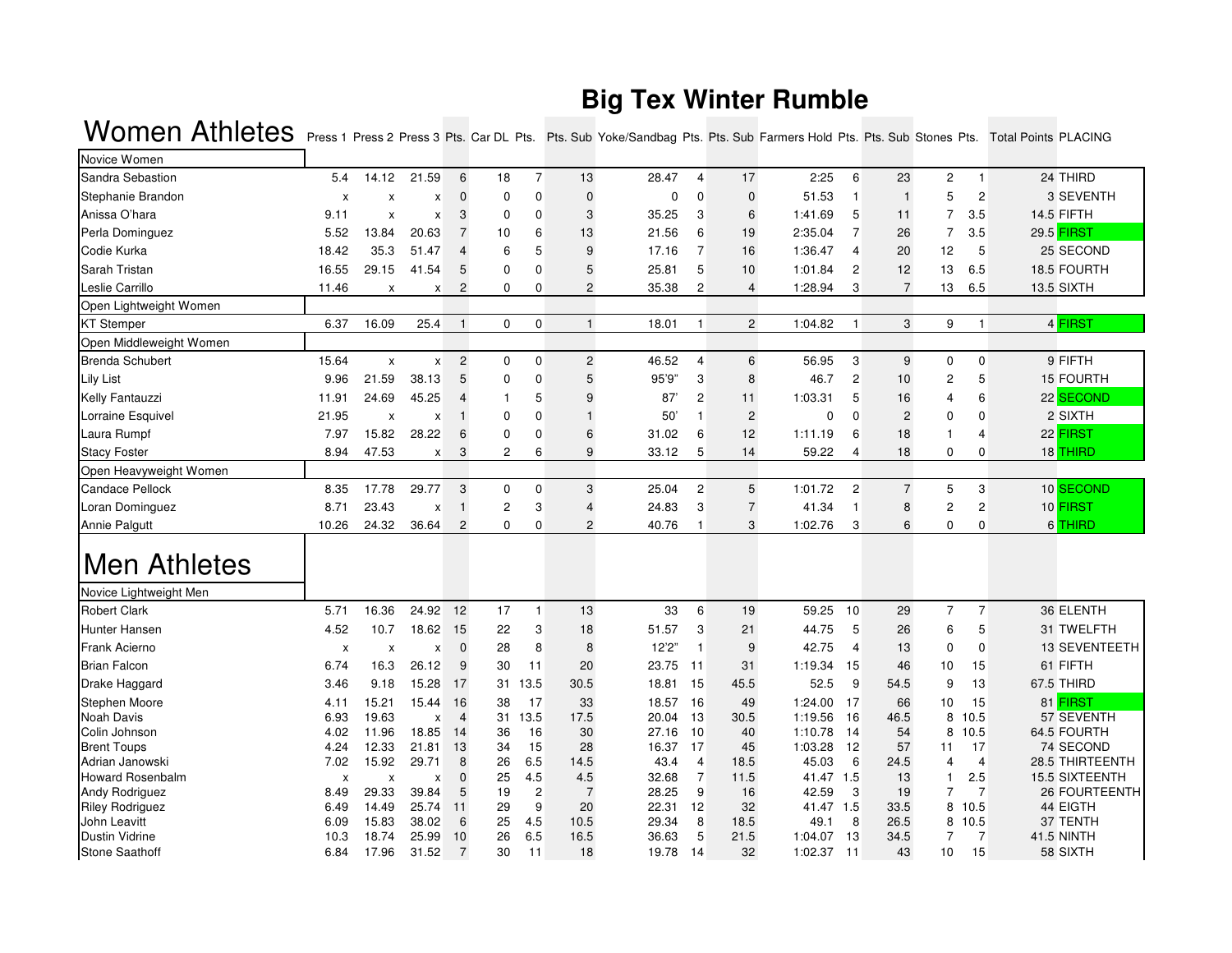# Big Tex Winter Rumble

## Women Athletes

| | Press 1 | Press 2 | Press 3 | Pts. | Car DL | Pts. | Pts. Sub | Yoke/Sandbag | Pts. | Pts. Sub | Farmers Hold | Pts. | Pts. Sub | Stones | Pts. | Total Points | PLACING |
|---|---|---|---|---|---|---|---|---|---|---|---|---|---|---|---|---|---|
| **Novice Women** | | | | | | | | | | | | | | | | | |
| Sandra Sebastion | 5.4 | 14.12 | 21.59 | 6 | 18 | 7 | 13 | 28.47 | 4 | 17 | 2:25 | 6 | 23 | 2 | 1 | 24 | THIRD |
| Stephanie Brandon | x | x | x | 0 | 0 | 0 | 0 | 0 | 0 | 0 | 51.53 | 1 | 1 | 5 | 2 | 3 | SEVENTH |
| Anissa O'hara | 9.11 | x | x | 3 | 0 | 0 | 3 | 35.25 | 3 | 6 | 1:41.69 | 5 | 11 | 7 | 3.5 | 14.5 | FIFTH |
| Perla Dominguez | 5.52 | 13.84 | 20.63 | 7 | 10 | 6 | 13 | 21.56 | 6 | 19 | 2:35.04 | 7 | 26 | 7 | 3.5 | 29.5 | FIRST |
| Codie Kurka | 18.42 | 35.3 | 51.47 | 4 | 6 | 5 | 9 | 17.16 | 7 | 16 | 1:36.47 | 4 | 20 | 12 | 5 | 25 | SECOND |
| Sarah Tristan | 16.55 | 29.15 | 41.54 | 5 | 0 | 0 | 5 | 25.81 | 5 | 10 | 1:01.84 | 2 | 12 | 13 | 6.5 | 18.5 | FOURTH |
| Leslie Carrillo | 11.46 | x | x | 2 | 0 | 0 | 2 | 35.38 | 2 | 4 | 1:28.94 | 3 | 7 | 13 | 6.5 | 13.5 | SIXTH |
| **Open Lightweight Women** | | | | | | | | | | | | | | | | | |
| KT Stemper | 6.37 | 16.09 | 25.4 | 1 | 0 | 0 | 1 | 18.01 | 1 | 2 | 1:04.82 | 1 | 3 | 9 | 1 | 4 | FIRST |
| **Open Middleweight Women** | | | | | | | | | | | | | | | | | |
| Brenda Schubert | 15.64 | x | x | 2 | 0 | 0 | 2 | 46.52 | 4 | 6 | 56.95 | 3 | 9 | 0 | 0 | 9 | FIFTH |
| Lily List | 9.96 | 21.59 | 38.13 | 5 | 0 | 0 | 5 | 95'9" | 3 | 8 | 46.7 | 2 | 10 | 2 | 5 | 15 | FOURTH |
| Kelly Fantauzzi | 11.91 | 24.69 | 45.25 | 4 | 1 | 5 | 9 | 87' | 2 | 11 | 1:03.31 | 5 | 16 | 4 | 6 | 22 | SECOND |
| Lorraine Esquivel | 21.95 | x | x | 1 | 0 | 0 | 1 | 50' | 1 | 2 | 0 | 0 | 2 | 0 | 0 | 2 | SIXTH |
| Laura Rumpf | 7.97 | 15.82 | 28.22 | 6 | 0 | 0 | 6 | 31.02 | 6 | 12 | 1:11.19 | 6 | 18 | 1 | 4 | 22 | FIRST |
| Stacy Foster | 8.94 | 47.53 | x | 3 | 2 | 6 | 9 | 33.12 | 5 | 14 | 59.22 | 4 | 18 | 0 | 0 | 18 | THIRD |
| **Open Heavyweight Women** | | | | | | | | | | | | | | | | | |
| Candace Pellock | 8.35 | 17.78 | 29.77 | 3 | 0 | 0 | 3 | 25.04 | 2 | 5 | 1:01.72 | 2 | 7 | 5 | 3 | 10 | SECOND |
| Loran Dominguez | 8.71 | 23.43 | x | 1 | 2 | 3 | 4 | 24.83 | 3 | 7 | 41.34 | 1 | 8 | 2 | 2 | 10 | FIRST |
| Annie Palgutt | 10.26 | 24.32 | 36.64 | 2 | 0 | 0 | 2 | 40.76 | 1 | 3 | 1:02.76 | 3 | 6 | 0 | 0 | 6 | THIRD |

## Men Athletes

| | Press 1 | Press 2 | Press 3 | Pts. | Car DL | Pts. | Pts. Sub | Yoke/Sandbag | Pts. | Pts. Sub | Farmers Hold | Pts. | Pts. Sub | Stones | Pts. | Total Points | PLACING |
|---|---|---|---|---|---|---|---|---|---|---|---|---|---|---|---|---|---|
| **Novice Lightweight Men** | | | | | | | | | | | | | | | | | |
| Robert Clark | 5.71 | 16.36 | 24.92 | 12 | 17 | 1 | 13 | 33 | 6 | 19 | 59.25 | 10 | 29 | 7 | 7 | 36 | ELENTH |
| Hunter Hansen | 4.52 | 10.7 | 18.62 | 15 | 22 | 3 | 18 | 51.57 | 3 | 21 | 44.75 | 5 | 26 | 6 | 5 | 31 | TWELFTH |
| Frank Acierno | x | x | x | 0 | 28 | 8 | 8 | 12'2" | 1 | 9 | 42.75 | 4 | 13 | 0 | 0 | 13 | SEVENTEETH |
| Brian Falcon | 6.74 | 16.3 | 26.12 | 9 | 30 | 11 | 20 | 23.75 | 11 | 31 | 1:19.34 | 15 | 46 | 10 | 15 | 61 | FIFTH |
| Drake Haggard | 3.46 | 9.18 | 15.28 | 17 | 31 | 13.5 | 30.5 | 18.81 | 15 | 45.5 | 52.5 | 9 | 54.5 | 9 | 13 | 67.5 | THIRD |
| Stephen Moore | 4.11 | 15.21 | 15.44 | 16 | 38 | 17 | 33 | 18.57 | 16 | 49 | 1:24.00 | 17 | 66 | 10 | 15 | 81 | FIRST |
| Noah Davis | 6.93 | 19.63 | x | 4 | 31 | 13.5 | 17.5 | 20.04 | 13 | 30.5 | 1:19.56 | 16 | 46.5 | 8 | 10.5 | 57 | SEVENTH |
| Colin Johnson | 4.02 | 11.96 | 18.85 | 14 | 36 | 16 | 30 | 27.16 | 10 | 40 | 1:10.78 | 14 | 54 | 8 | 10.5 | 64.5 | FOURTH |
| Brent Toups | 4.24 | 12.33 | 21.81 | 13 | 34 | 15 | 28 | 16.37 | 17 | 45 | 1:03.28 | 12 | 57 | 11 | 17 | 74 | SECOND |
| Adrian Janowski | 7.02 | 15.92 | 29.71 | 8 | 26 | 6.5 | 14.5 | 43.4 | 4 | 18.5 | 45.03 | 6 | 24.5 | 4 | 4 | 28.5 | THIRTEENTH |
| Howard Rosenbalm | x | x | x | 0 | 25 | 4.5 | 4.5 | 32.68 | 7 | 11.5 | 41.47 | 1.5 | 13 | 1 | 2.5 | 15.5 | SIXTEENTH |
| Andy Rodriguez | 8.49 | 29.33 | 39.84 | 5 | 19 | 2 | 7 | 28.25 | 9 | 16 | 42.59 | 3 | 19 | 7 | 7 | 26 | FOURTEENTH |
| Riley Rodriguez | 6.49 | 14.49 | 25.74 | 11 | 29 | 9 | 20 | 22.31 | 12 | 32 | 41.47 | 1.5 | 33.5 | 8 | 10.5 | 44 | EIGTH |
| John Leavitt | 6.09 | 15.83 | 38.02 | 6 | 25 | 4.5 | 10.5 | 29.34 | 8 | 18.5 | 49.1 | 8 | 26.5 | 8 | 10.5 | 37 | TENTH |
| Dustin Vidrine | 10.3 | 18.74 | 25.99 | 10 | 26 | 6.5 | 16.5 | 36.63 | 5 | 21.5 | 1:04.07 | 13 | 34.5 | 7 | 7 | 41.5 | NINTH |
| Stone Saathoff | 6.84 | 17.96 | 31.52 | 7 | 30 | 11 | 18 | 19.78 | 14 | 32 | 1:02.37 | 11 | 43 | 10 | 15 | 58 | SIXTH |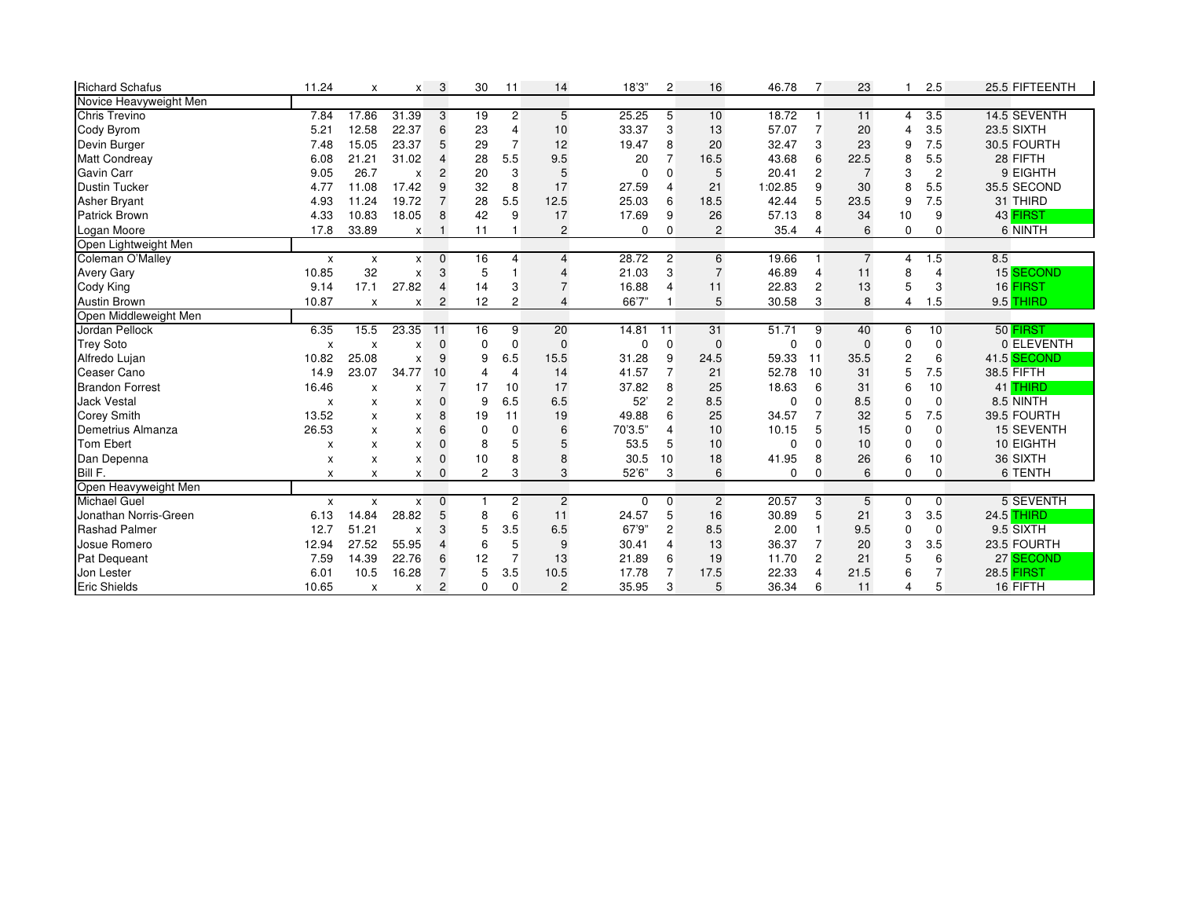| | | | | | | | | | | | | | | | | | | |
|---|---|---|---|---|---|---|---|---|---|---|---|---|---|---|---|---|---|---|
| Richard Schafus | 11.24 | x | x | 3 | 30 | 11 | 14 | 18'3" | 2 | 16 | 46.78 | 7 | 23 | 1 | 2.5 | 25.5 | FIFTEENTH |
| Novice Heavyweight Men | | | | | | | | | | | | | | | | | |
| Chris Trevino | 7.84 | 17.86 | 31.39 | 3 | 19 | 2 | 5 | 25.25 | 5 | 10 | 18.72 | 1 | 11 | 4 | 3.5 | 14.5 | SEVENTH |
| Cody Byrom | 5.21 | 12.58 | 22.37 | 6 | 23 | 4 | 10 | 33.37 | 3 | 13 | 57.07 | 7 | 20 | 4 | 3.5 | 23.5 | SIXTH |
| Devin Burger | 7.48 | 15.05 | 23.37 | 5 | 29 | 7 | 12 | 19.47 | 8 | 20 | 32.47 | 3 | 23 | 9 | 7.5 | 30.5 | FOURTH |
| Matt Condreay | 6.08 | 21.21 | 31.02 | 4 | 28 | 5.5 | 9.5 | 20 | 7 | 16.5 | 43.68 | 6 | 22.5 | 8 | 5.5 | 28 | FIFTH |
| Gavin Carr | 9.05 | 26.7 | x | 2 | 20 | 3 | 5 | 0 | 0 | 5 | 20.41 | 2 | 7 | 3 | 2 | 9 | EIGHTH |
| Dustin Tucker | 4.77 | 11.08 | 17.42 | 9 | 32 | 8 | 17 | 27.59 | 4 | 21 | 1:02.85 | 9 | 30 | 8 | 5.5 | 35.5 | SECOND |
| Asher Bryant | 4.93 | 11.24 | 19.72 | 7 | 28 | 5.5 | 12.5 | 25.03 | 6 | 18.5 | 42.44 | 5 | 23.5 | 9 | 7.5 | 31 | THIRD |
| Patrick Brown | 4.33 | 10.83 | 18.05 | 8 | 42 | 9 | 17 | 17.69 | 9 | 26 | 57.13 | 8 | 34 | 10 | 9 | 43 | FIRST |
| Logan Moore | 17.8 | 33.89 | x | 1 | 11 | 1 | 2 | 0 | 0 | 2 | 35.4 | 4 | 6 | 0 | 0 | 6 | NINTH |
| Open Lightweight Men | | | | | | | | | | | | | | | | | |
| Coleman O'Malley | x | x | x | 0 | 16 | 4 | 4 | 28.72 | 2 | 6 | 19.66 | 1 | 7 | 4 | 1.5 | 8.5 | |
| Avery Gary | 10.85 | 32 | x | 3 | 5 | 1 | 4 | 21.03 | 3 | 7 | 46.89 | 4 | 11 | 8 | 4 | 15 | SECOND |
| Cody King | 9.14 | 17.1 | 27.82 | 4 | 14 | 3 | 7 | 16.88 | 4 | 11 | 22.83 | 2 | 13 | 5 | 3 | 16 | FIRST |
| Austin Brown | 10.87 | x | x | 2 | 12 | 2 | 4 | 66'7" | 1 | 5 | 30.58 | 3 | 8 | 4 | 1.5 | 9.5 | THIRD |
| Open Middleweight Men | | | | | | | | | | | | | | | | | |
| Jordan Pellock | 6.35 | 15.5 | 23.35 | 11 | 16 | 9 | 20 | 14.81 | 11 | 31 | 51.71 | 9 | 40 | 6 | 10 | 50 | FIRST |
| Trey Soto | x | x | x | 0 | 0 | 0 | 0 | 0 | 0 | 0 | 0 | 0 | 0 | 0 | 0 | 0 | ELEVENTH |
| Alfredo Lujan | 10.82 | 25.08 | x | 9 | 9 | 6.5 | 15.5 | 31.28 | 9 | 24.5 | 59.33 | 11 | 35.5 | 2 | 6 | 41.5 | SECOND |
| Ceaser Cano | 14.9 | 23.07 | 34.77 | 10 | 4 | 4 | 14 | 41.57 | 7 | 21 | 52.78 | 10 | 31 | 5 | 7.5 | 38.5 | FIFTH |
| Brandon Forrest | 16.46 | x | x | 7 | 17 | 10 | 17 | 37.82 | 8 | 25 | 18.63 | 6 | 31 | 6 | 10 | 41 | THIRD |
| Jack Vestal | x | x | x | 0 | 9 | 6.5 | 6.5 | 52' | 2 | 8.5 | 0 | 0 | 8.5 | 0 | 0 | 8.5 | NINTH |
| Corey Smith | 13.52 | x | x | 8 | 19 | 11 | 19 | 49.88 | 6 | 25 | 34.57 | 7 | 32 | 5 | 7.5 | 39.5 | FOURTH |
| Demetrius Almanza | 26.53 | x | x | 6 | 0 | 0 | 6 | 70'3.5" | 4 | 10 | 10.15 | 5 | 15 | 0 | 0 | 15 | SEVENTH |
| Tom Ebert | x | x | x | 0 | 8 | 5 | 5 | 53.5 | 5 | 10 | 0 | 0 | 10 | 0 | 0 | 10 | EIGHTH |
| Dan Depenna | x | x | x | 0 | 10 | 8 | 8 | 30.5 | 10 | 18 | 41.95 | 8 | 26 | 6 | 10 | 36 | SIXTH |
| Bill F. | x | x | x | 0 | 2 | 3 | 3 | 52'6" | 3 | 6 | 0 | 0 | 6 | 0 | 0 | 6 | TENTH |
| Open Heavyweight Men | | | | | | | | | | | | | | | | | |
| Michael Guel | x | x | x | 0 | 1 | 2 | 2 | 0 | 0 | 2 | 20.57 | 3 | 5 | 0 | 0 | 5 | SEVENTH |
| Jonathan Norris-Green | 6.13 | 14.84 | 28.82 | 5 | 8 | 6 | 11 | 24.57 | 5 | 16 | 30.89 | 5 | 21 | 3 | 3.5 | 24.5 | THIRD |
| Rashad Palmer | 12.7 | 51.21 | x | 3 | 5 | 3.5 | 6.5 | 67'9" | 2 | 8.5 | 2.00 | 1 | 9.5 | 0 | 0 | 9.5 | SIXTH |
| Josue Romero | 12.94 | 27.52 | 55.95 | 4 | 6 | 5 | 9 | 30.41 | 4 | 13 | 36.37 | 7 | 20 | 3 | 3.5 | 23.5 | FOURTH |
| Pat Dequeant | 7.59 | 14.39 | 22.76 | 6 | 12 | 7 | 13 | 21.89 | 6 | 19 | 11.70 | 2 | 21 | 5 | 6 | 27 | SECOND |
| Jon Lester | 6.01 | 10.5 | 16.28 | 7 | 5 | 3.5 | 10.5 | 17.78 | 7 | 17.5 | 22.33 | 4 | 21.5 | 6 | 7 | 28.5 | FIRST |
| Eric Shields | 10.65 | x | x | 2 | 0 | 0 | 2 | 35.95 | 3 | 5 | 36.34 | 6 | 11 | 4 | 5 | 16 | FIFTH |